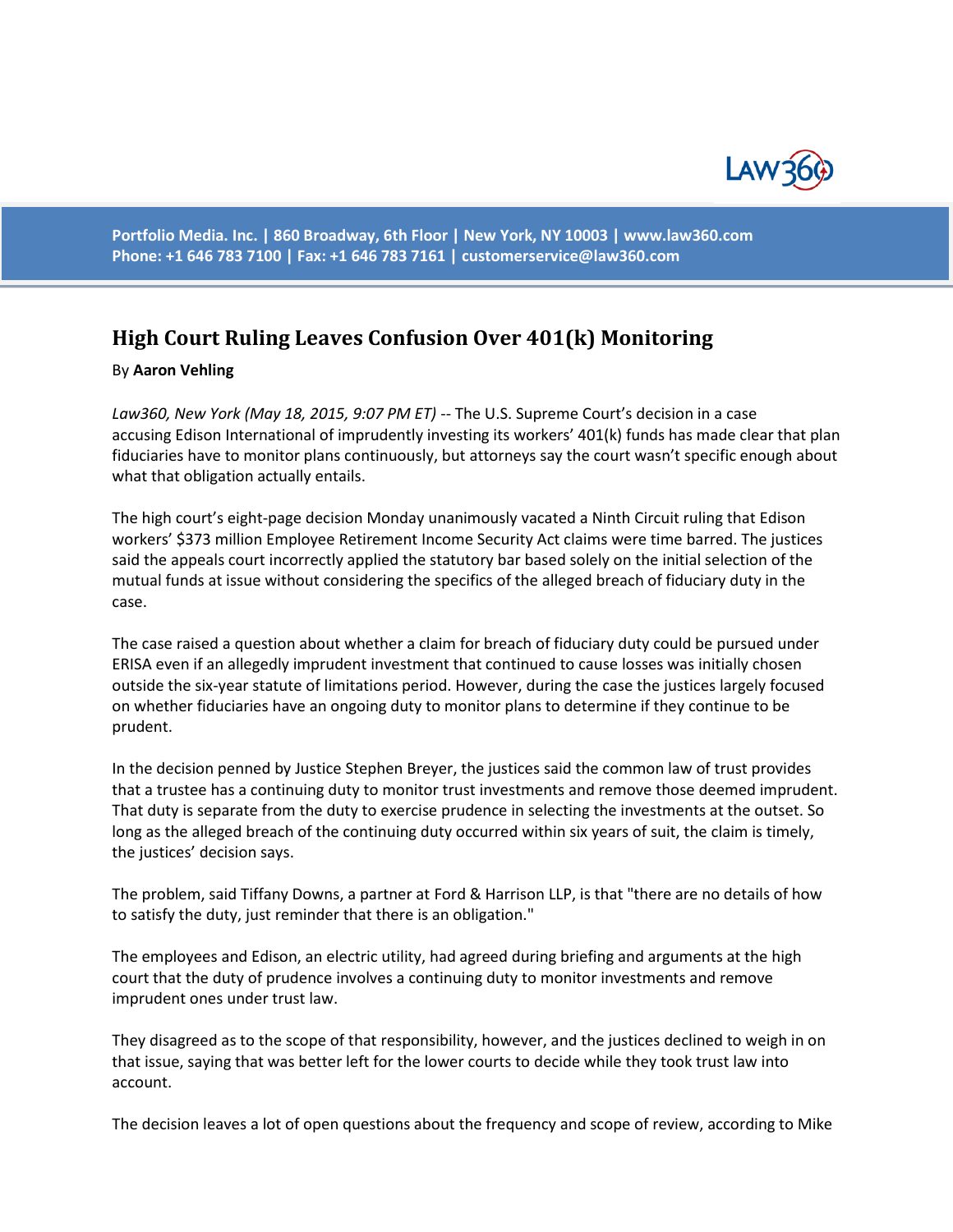Portfolio Media. Inc. | 860 Broadway, 6th Floor | New York, NY 10003 | www.law360.com
Phone: +1 646 783 7100 | Fax: +1 646 783 7161 | customerservice@law360.com

# High Court Ruling Leaves Confusion Over 401(k) Monitoring

By **Aaron Vehling**

*Law360, New York (May 18, 2015, 9:07 PM ET)* -- The U.S. Supreme Court's decision in a case accusing Edison International of imprudently investing its workers' 401(k) funds has made clear that plan fiduciaries have to monitor plans continuously, but attorneys say the court wasn't specific enough about what that obligation actually entails.

The high court's eight-page decision Monday unanimously vacated a Ninth Circuit ruling that Edison workers' $373 million Employee Retirement Income Security Act claims were time barred. The justices said the appeals court incorrectly applied the statutory bar based solely on the initial selection of the mutual funds at issue without considering the specifics of the alleged breach of fiduciary duty in the case.

The case raised a question about whether a claim for breach of fiduciary duty could be pursued under ERISA even if an allegedly imprudent investment that continued to cause losses was initially chosen outside the six-year statute of limitations period. However, during the case the justices largely focused on whether fiduciaries have an ongoing duty to monitor plans to determine if they continue to be prudent.

In the decision penned by Justice Stephen Breyer, the justices said the common law of trust provides that a trustee has a continuing duty to monitor trust investments and remove those deemed imprudent. That duty is separate from the duty to exercise prudence in selecting the investments at the outset. So long as the alleged breach of the continuing duty occurred within six years of suit, the claim is timely, the justices' decision says.

The problem, said Tiffany Downs, a partner at Ford & Harrison LLP, is that "there are no details of how to satisfy the duty, just reminder that there is an obligation."

The employees and Edison, an electric utility, had agreed during briefing and arguments at the high court that the duty of prudence involves a continuing duty to monitor investments and remove imprudent ones under trust law.

They disagreed as to the scope of that responsibility, however, and the justices declined to weigh in on that issue, saying that was better left for the lower courts to decide while they took trust law into account.

The decision leaves a lot of open questions about the frequency and scope of review, according to Mike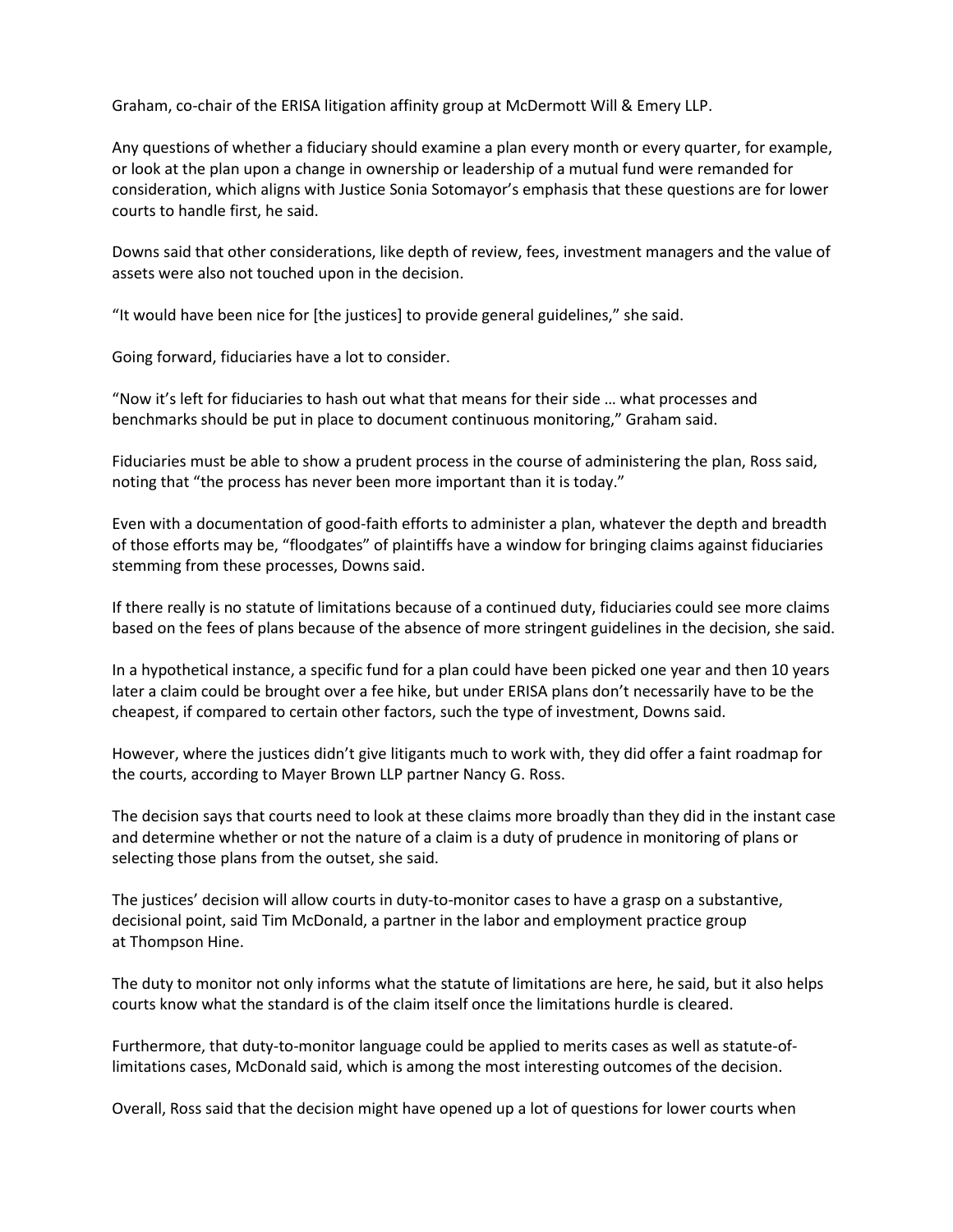Graham, co-chair of the ERISA litigation affinity group at McDermott Will & Emery LLP.

Any questions of whether a fiduciary should examine a plan every month or every quarter, for example, or look at the plan upon a change in ownership or leadership of a mutual fund were remanded for consideration, which aligns with Justice Sonia Sotomayor's emphasis that these questions are for lower courts to handle first, he said.

Downs said that other considerations, like depth of review, fees, investment managers and the value of assets were also not touched upon in the decision.

"It would have been nice for [the justices] to provide general guidelines," she said.

Going forward, fiduciaries have a lot to consider.

"Now it's left for fiduciaries to hash out what that means for their side … what processes and benchmarks should be put in place to document continuous monitoring," Graham said.

Fiduciaries must be able to show a prudent process in the course of administering the plan, Ross said, noting that "the process has never been more important than it is today."

Even with a documentation of good-faith efforts to administer a plan, whatever the depth and breadth of those efforts may be, "floodgates" of plaintiffs have a window for bringing claims against fiduciaries stemming from these processes, Downs said.

If there really is no statute of limitations because of a continued duty, fiduciaries could see more claims based on the fees of plans because of the absence of more stringent guidelines in the decision, she said.

In a hypothetical instance, a specific fund for a plan could have been picked one year and then 10 years later a claim could be brought over a fee hike, but under ERISA plans don't necessarily have to be the cheapest, if compared to certain other factors, such the type of investment, Downs said.

However, where the justices didn't give litigants much to work with, they did offer a faint roadmap for the courts, according to Mayer Brown LLP partner Nancy G. Ross.

The decision says that courts need to look at these claims more broadly than they did in the instant case and determine whether or not the nature of a claim is a duty of prudence in monitoring of plans or selecting those plans from the outset, she said.

The justices' decision will allow courts in duty-to-monitor cases to have a grasp on a substantive, decisional point, said Tim McDonald, a partner in the labor and employment practice group at Thompson Hine.

The duty to monitor not only informs what the statute of limitations are here, he said, but it also helps courts know what the standard is of the claim itself once the limitations hurdle is cleared.

Furthermore, that duty-to-monitor language could be applied to merits cases as well as statute-of-limitations cases, McDonald said, which is among the most interesting outcomes of the decision.

Overall, Ross said that the decision might have opened up a lot of questions for lower courts when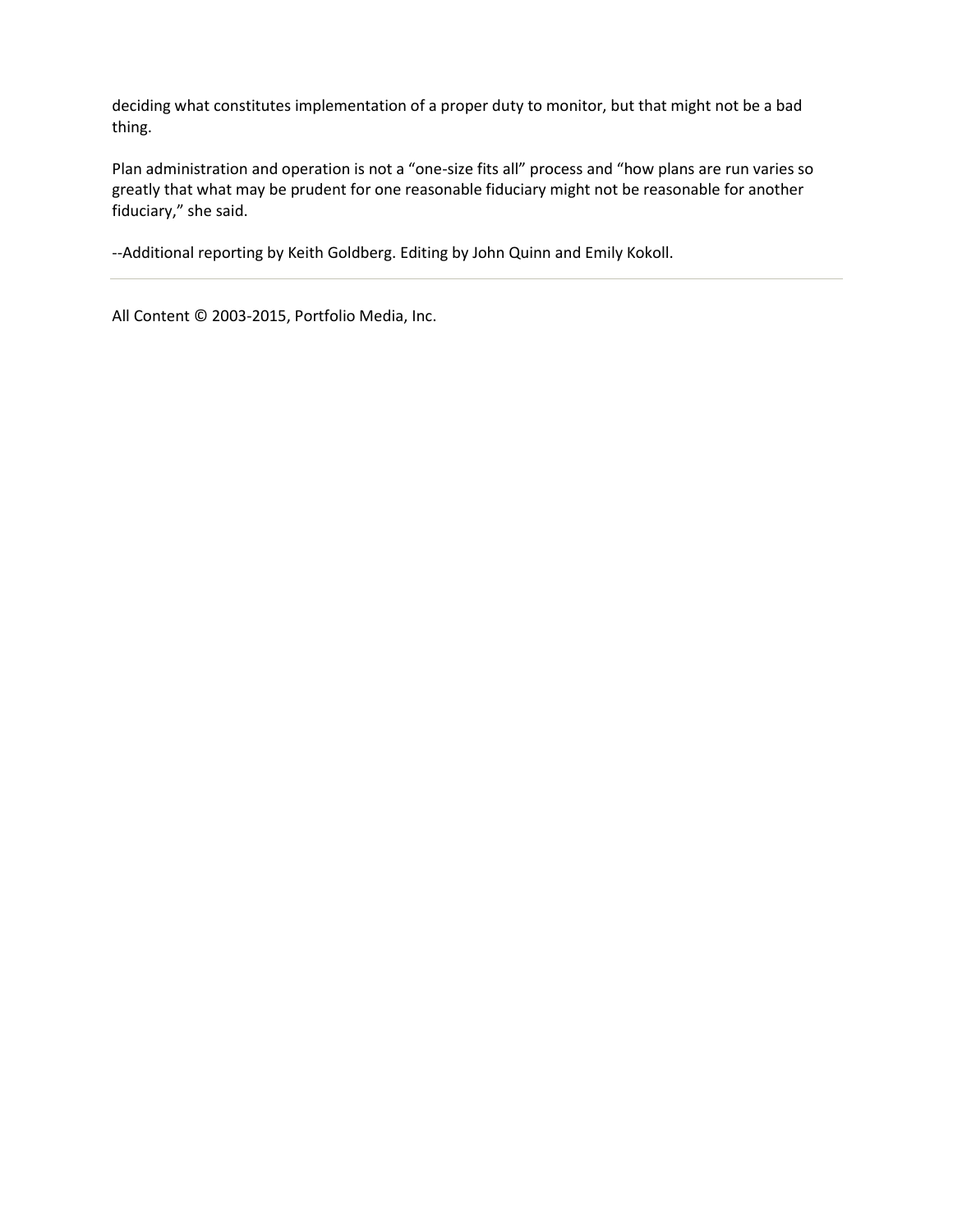deciding what constitutes implementation of a proper duty to monitor, but that might not be a bad thing.

Plan administration and operation is not a "one-size fits all" process and "how plans are run varies so greatly that what may be prudent for one reasonable fiduciary might not be reasonable for another fiduciary," she said.

--Additional reporting by Keith Goldberg. Editing by John Quinn and Emily Kokoll.

---

All Content © 2003-2015, Portfolio Media, Inc.